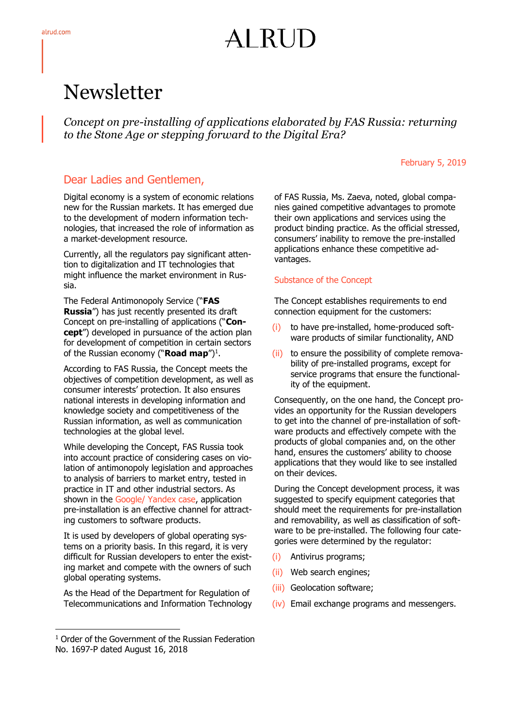# Newsletter

*Concept on pre-installing of applications elaborated by FAS Russia: returning to the Stone Age or stepping forward to the Digital Era?*

February 5, 2019

## Dear Ladies and Gentlemen,

Digital economy is a system of economic relations new for the Russian markets. It has emerged due to the development of modern information technologies, that increased the role of information as a market-development resource.

Currently, all the regulators pay significant attention to digitalization and IT technologies that might influence the market environment in Russia.

The Federal Antimonopoly Service ("**FAS Russia**") has just recently presented its draft Concept on pre-installing of applications ("**Concept**") developed in pursuance of the action plan for development of competition in certain sectors of the Russian economy ("**Road map**")[1].

According to FAS Russia, the Concept meets the objectives of competition development, as well as consumer interests' protection. It also ensures national interests in developing information and knowledge society and competitiveness of the Russian information, as well as communication technologies at the global level.

While developing the Concept, FAS Russia took into account practice of considering cases on violation of antimonopoly legislation and approaches to analysis of barriers to market entry, tested in practice in IT and other industrial sectors. As shown in the Google/ Yandex case, application pre-installation is an effective channel for attracting customers to software products.

It is used by developers of global operating systems on a priority basis. In this regard, it is very difficult for Russian developers to enter the existing market and compete with the owners of such global operating systems.

As the Head of the Department for Regulation of Telecommunications and Information Technology of FAS Russia, Ms. Zaeva, noted, global companies gained competitive advantages to promote their own applications and services using the product binding practice. As the official stressed, consumers' inability to remove the pre-installed applications enhance these competitive advantages.

### Substance of the Concept

The Concept establishes requirements to end connection equipment for the customers:

(i) to have pre-installed, home-produced software products of similar functionality, AND

(ii) to ensure the possibility of complete removability of pre-installed programs, except for service programs that ensure the functionality of the equipment.

Consequently, on the one hand, the Concept provides an opportunity for the Russian developers to get into the channel of pre-installation of software products and effectively compete with the products of global companies and, on the other hand, ensures the customers' ability to choose applications that they would like to see installed on their devices.

During the Concept development process, it was suggested to specify equipment categories that should meet the requirements for pre-installation and removability, as well as classification of software to be pre-installed. The following four categories were determined by the regulator:

(i) Antivirus programs;

(ii) Web search engines;

(iii) Geolocation software;

(iv) Email exchange programs and messengers.

---

[1] Order of the Government of the Russian Federation No. 1697-P dated August 16, 2018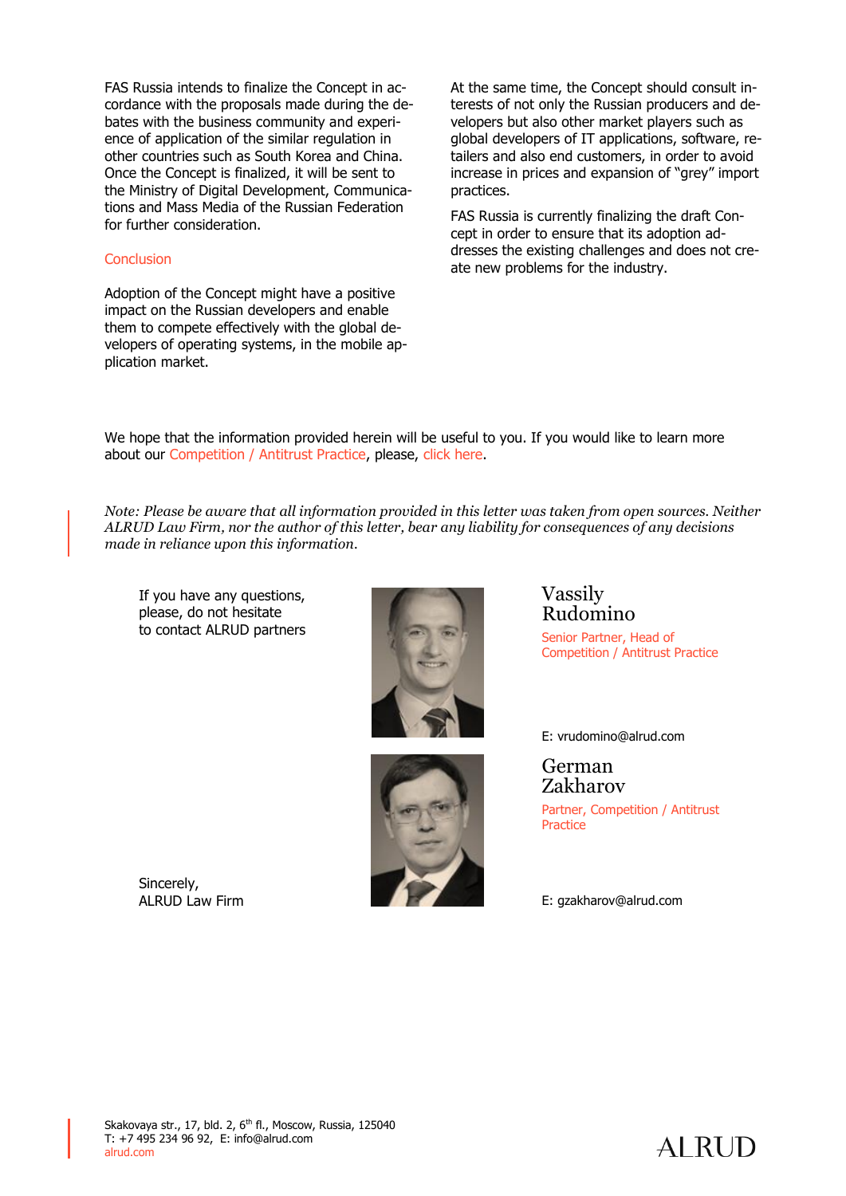FAS Russia intends to finalize the Concept in accordance with the proposals made during the debates with the business community and experience of application of the similar regulation in other countries such as South Korea and China. Once the Concept is finalized, it will be sent to the Ministry of Digital Development, Communications and Mass Media of the Russian Federation for further consideration.

## Conclusion

Adoption of the Concept might have a positive impact on the Russian developers and enable them to compete effectively with the global developers of operating systems, in the mobile application market.

At the same time, the Concept should consult interests of not only the Russian producers and developers but also other market players such as global developers of IT applications, software, retailers and also end customers, in order to avoid increase in prices and expansion of "grey" import practices.

FAS Russia is currently finalizing the draft Concept in order to ensure that its adoption addresses the existing challenges and does not create new problems for the industry.

We hope that the information provided herein will be useful to you. If you would like to learn more about our Competition / Antitrust Practice, please, click here.

*Note: Please be aware that all information provided in this letter was taken from open sources. Neither ALRUD Law Firm, nor the author of this letter, bear any liability for consequences of any decisions made in reliance upon this information.*

If you have any questions, please, do not hesitate to contact ALRUD partners

**Vassily Rudomino**
Senior Partner, Head of Competition / Antitrust Practice

E: vrudomino@alrud.com

**German Zakharov**
Partner, Competition / Antitrust Practice

E: gzakharov@alrud.com

Sincerely,
ALRUD Law Firm

Skakovaya str., 17, bld. 2, 6th fl., Moscow, Russia, 125040
T: +7 495 234 96 92, E: info@alrud.com
alrud.com

ALRUD